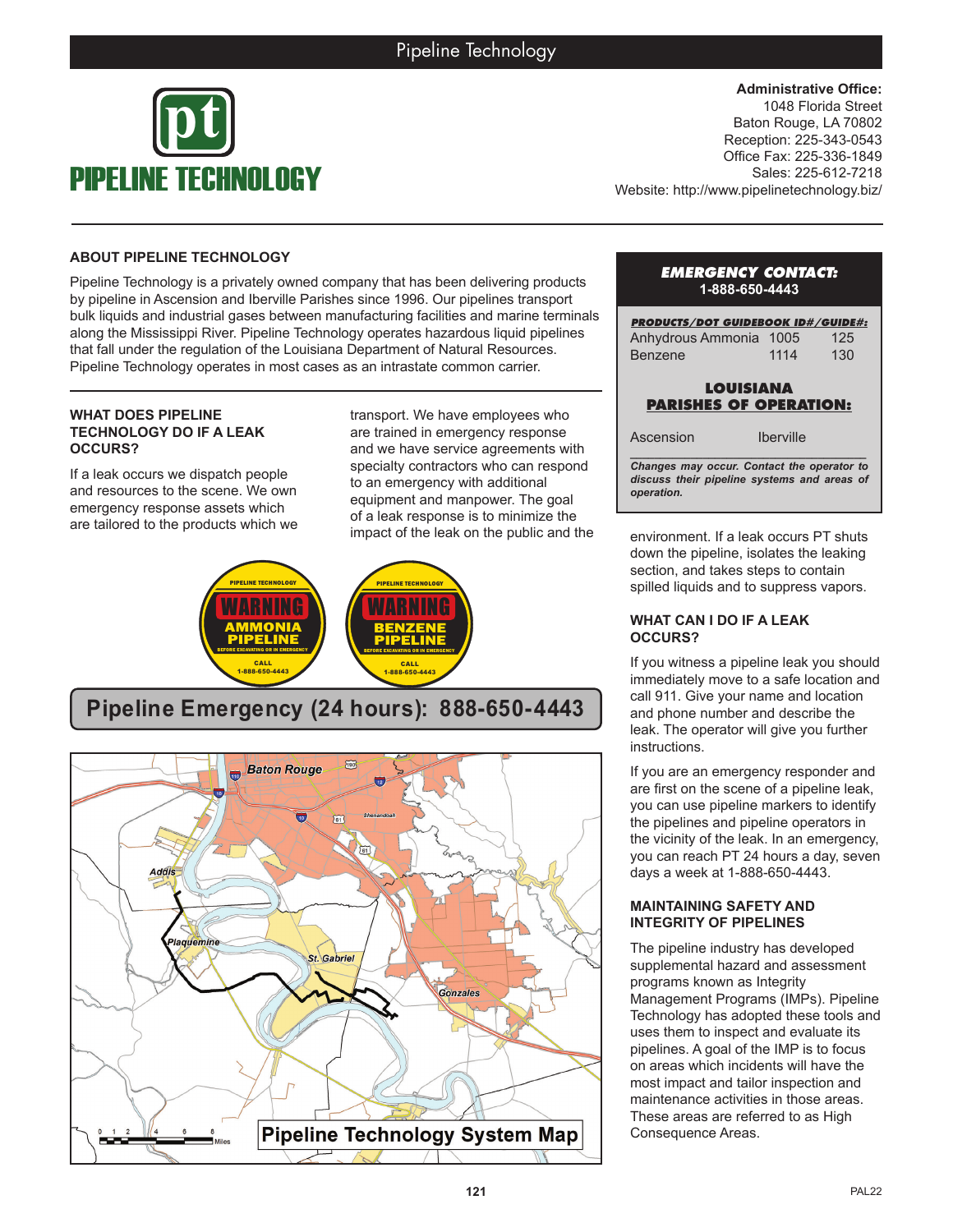# PIPELINE TECHNOLOGY

**Administrative Office:**
1048 Florida Street
Baton Rouge, LA 70802
Reception: 225-343-0543
Office Fax: 225-336-1849
Sales: 225-612-7218
Website: http://www.pipelinetechnology.biz/

## ABOUT PIPELINE TECHNOLOGY

Pipeline Technology is a privately owned company that has been delivering products by pipeline in Ascension and Iberville Parishes since 1996. Our pipelines transport bulk liquids and industrial gases between manufacturing facilities and marine terminals along the Mississippi River. Pipeline Technology operates hazardous liquid pipelines that fall under the regulation of the Louisiana Department of Natural Resources. Pipeline Technology operates in most cases as an intrastate common carrier.

### WHAT DOES PIPELINE TECHNOLOGY DO IF A LEAK OCCURS?

If a leak occurs we dispatch people and resources to the scene. We own emergency response assets which are tailored to the products which we transport. We have employees who are trained in emergency response and we have service agreements with specialty contractors who can respond to an emergency with additional equipment and manpower. The goal of a leak response is to minimize the impact of the leak on the public and the environment. If a leak occurs PT shuts down the pipeline, isolates the leaking section, and takes steps to contain spilled liquids and to suppress vapors.

**Pipeline Emergency (24 hours): 888-650-4443**

Pipeline Technology System Map

**EMERGENCY CONTACT:**
**1-888-650-4443**

| PRODUCTS/DOT GUIDEBOOK ID#/GUIDE#: | | |
|---|---|---|
| Anhydrous Ammonia | 1005 | 125 |
| Benzene | 1114 | 130 |

**LOUISIANA PARISHES OF OPERATION:**

Ascension Iberville

*Changes may occur. Contact the operator to discuss their pipeline systems and areas of operation.*

### WHAT CAN I DO IF A LEAK OCCURS?

If you witness a pipeline leak you should immediately move to a safe location and call 911. Give your name and location and phone number and describe the leak. The operator will give you further instructions.

If you are an emergency responder and are first on the scene of a pipeline leak, you can use pipeline markers to identify the pipelines and pipeline operators in the vicinity of the leak. In an emergency, you can reach PT 24 hours a day, seven days a week at 1-888-650-4443.

### MAINTAINING SAFETY AND INTEGRITY OF PIPELINES

The pipeline industry has developed supplemental hazard and assessment programs known as Integrity Management Programs (IMPs). Pipeline Technology has adopted these tools and uses them to inspect and evaluate its pipelines. A goal of the IMP is to focus on areas which incidents will have the most impact and tailor inspection and maintenance activities in those areas. These areas are referred to as High Consequence Areas.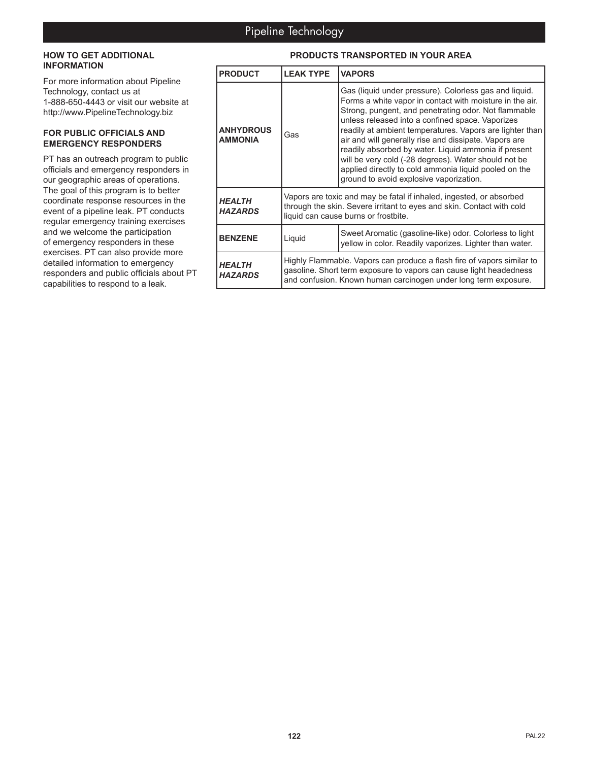## HOW TO GET ADDITIONAL INFORMATION

For more information about Pipeline Technology, contact us at 1-888-650-4443 or visit our website at http://www.PipelineTechnology.biz

## FOR PUBLIC OFFICIALS AND EMERGENCY RESPONDERS

PT has an outreach program to public officials and emergency responders in our geographic areas of operations. The goal of this program is to better coordinate response resources in the event of a pipeline leak. PT conducts regular emergency training exercises and we welcome the participation of emergency responders in these exercises. PT can also provide more detailed information to emergency responders and public officials about PT capabilities to respond to a leak.

## PRODUCTS TRANSPORTED IN YOUR AREA

| PRODUCT | LEAK TYPE | VAPORS |
|---|---|---|
| **ANHYDROUS AMMONIA** | Gas | Gas (liquid under pressure). Colorless gas and liquid. Forms a white vapor in contact with moisture in the air. Strong, pungent, and penetrating odor. Not flammable unless released into a confined space. Vaporizes readily at ambient temperatures. Vapors are lighter than air and will generally rise and dissipate. Vapors are readily absorbed by water. Liquid ammonia if present will be very cold (-28 degrees). Water should not be applied directly to cold ammonia liquid pooled on the ground to avoid explosive vaporization. |
| ***HEALTH HAZARDS*** | Vapors are toxic and may be fatal if inhaled, ingested, or absorbed through the skin. Severe irritant to eyes and skin. Contact with cold liquid can cause burns or frostbite. | |
| **BENZENE** | Liquid | Sweet Aromatic (gasoline-like) odor. Colorless to light yellow in color. Readily vaporizes. Lighter than water. |
| ***HEALTH HAZARDS*** | Highly Flammable. Vapors can produce a flash fire of vapors similar to gasoline. Short term exposure to vapors can cause light headedness and confusion. Known human carcinogen under long term exposure. | |